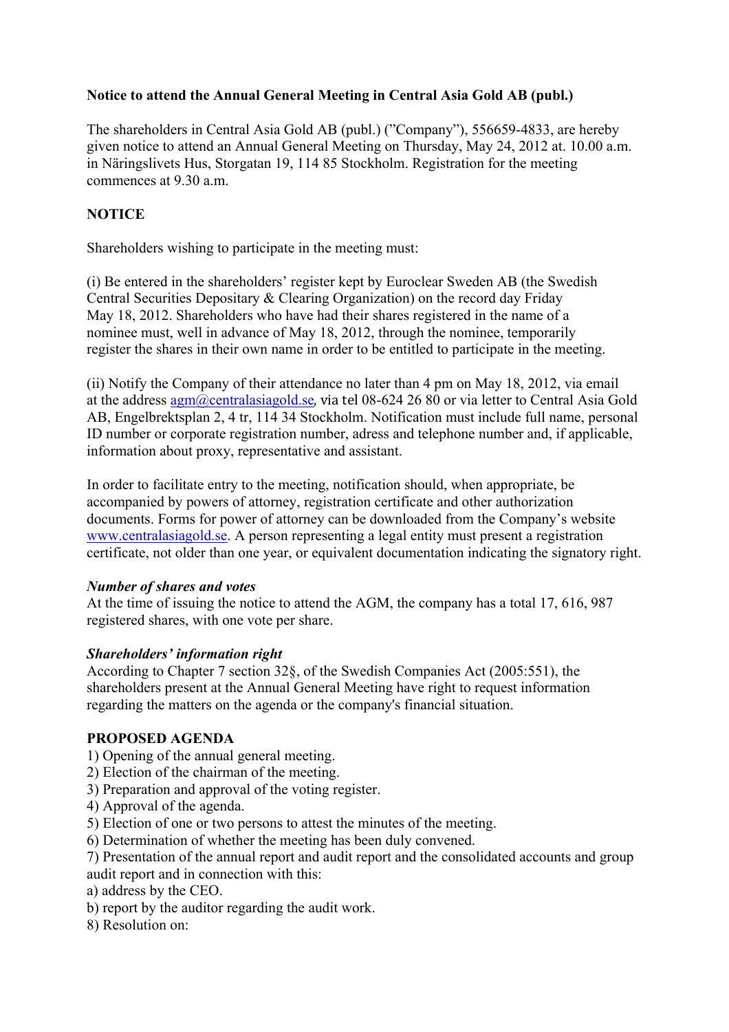**Notice to attend the Annual General Meeting in Central Asia Gold AB (publ.)**

The shareholders in Central Asia Gold AB (publ.) ("Company"), 556659-4833, are hereby given notice to attend an Annual General Meeting on Thursday, May 24, 2012 at. 10.00 a.m. in Näringslivets Hus, Storgatan 19, 114 85 Stockholm. Registration for the meeting commences at 9.30 a.m.

**NOTICE**

Shareholders wishing to participate in the meeting must:

(i) Be entered in the shareholders' register kept by Euroclear Sweden AB (the Swedish Central Securities Depositary & Clearing Organization) on the record day Friday May 18, 2012. Shareholders who have had their shares registered in the name of a nominee must, well in advance of May 18, 2012, through the nominee, temporarily register the shares in their own name in order to be entitled to participate in the meeting.

(ii) Notify the Company of their attendance no later than 4 pm on May 18, 2012, via email at the address agm@centralasiagold.se, via tel 08-624 26 80 or via letter to Central Asia Gold AB, Engelbrektsplan 2, 4 tr, 114 34 Stockholm. Notification must include full name, personal ID number or corporate registration number, adress and telephone number and, if applicable, information about proxy, representative and assistant.

In order to facilitate entry to the meeting, notification should, when appropriate, be accompanied by powers of attorney, registration certificate and other authorization documents. Forms for power of attorney can be downloaded from the Company's website www.centralasiagold.se. A person representing a legal entity must present a registration certificate, not older than one year, or equivalent documentation indicating the signatory right.

***Number of shares and votes***

At the time of issuing the notice to attend the AGM, the company has a total 17, 616, 987 registered shares, with one vote per share.

***Shareholders' information right***

According to Chapter 7 section 32§, of the Swedish Companies Act (2005:551), the shareholders present at the Annual General Meeting have right to request information regarding the matters on the agenda or the company's financial situation.

**PROPOSED AGENDA**

1) Opening of the annual general meeting.
2) Election of the chairman of the meeting.
3) Preparation and approval of the voting register.
4) Approval of the agenda.
5) Election of one or two persons to attest the minutes of the meeting.
6) Determination of whether the meeting has been duly convened.
7) Presentation of the annual report and audit report and the consolidated accounts and group audit report and in connection with this:
a) address by the CEO.
b) report by the auditor regarding the audit work.
8) Resolution on: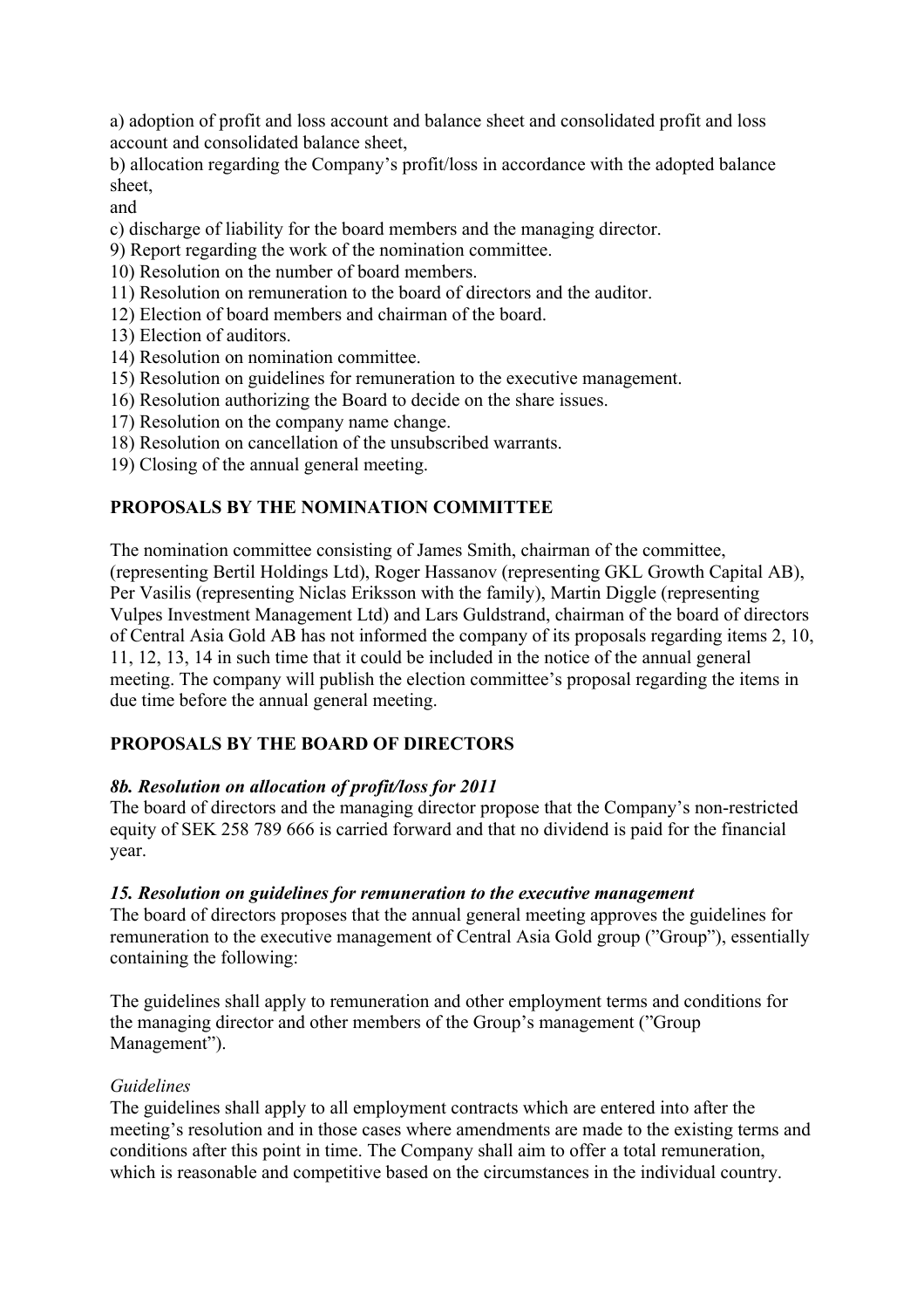a) adoption of profit and loss account and balance sheet and consolidated profit and loss account and consolidated balance sheet,

b) allocation regarding the Company's profit/loss in accordance with the adopted balance sheet,

and

c) discharge of liability for the board members and the managing director.

9) Report regarding the work of the nomination committee.

10) Resolution on the number of board members.

11) Resolution on remuneration to the board of directors and the auditor.

12) Election of board members and chairman of the board.

13) Election of auditors.

14) Resolution on nomination committee.

15) Resolution on guidelines for remuneration to the executive management.

16) Resolution authorizing the Board to decide on the share issues.

17) Resolution on the company name change.

18) Resolution on cancellation of the unsubscribed warrants.

19) Closing of the annual general meeting.

**PROPOSALS BY THE NOMINATION COMMITTEE**

The nomination committee consisting of James Smith, chairman of the committee, (representing Bertil Holdings Ltd), Roger Hassanov (representing GKL Growth Capital AB), Per Vasilis (representing Niclas Eriksson with the family), Martin Diggle (representing Vulpes Investment Management Ltd) and Lars Guldstrand, chairman of the board of directors of Central Asia Gold AB has not informed the company of its proposals regarding items 2, 10, 11, 12, 13, 14 in such time that it could be included in the notice of the annual general meeting. The company will publish the election committee's proposal regarding the items in due time before the annual general meeting.

**PROPOSALS BY THE BOARD OF DIRECTORS**

***8b. Resolution on allocation of profit/loss for 2011***

The board of directors and the managing director propose that the Company's non-restricted equity of SEK 258 789 666 is carried forward and that no dividend is paid for the financial year.

***15. Resolution on guidelines for remuneration to the executive management***

The board of directors proposes that the annual general meeting approves the guidelines for remuneration to the executive management of Central Asia Gold group ("Group"), essentially containing the following:

The guidelines shall apply to remuneration and other employment terms and conditions for the managing director and other members of the Group's management ("Group Management").

*Guidelines*

The guidelines shall apply to all employment contracts which are entered into after the meeting's resolution and in those cases where amendments are made to the existing terms and conditions after this point in time. The Company shall aim to offer a total remuneration, which is reasonable and competitive based on the circumstances in the individual country.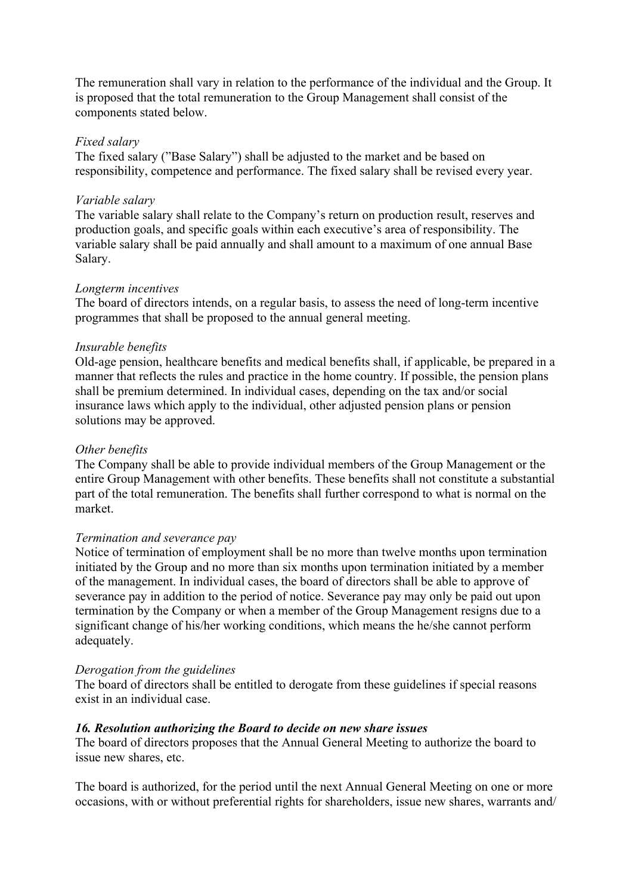The remuneration shall vary in relation to the performance of the individual and the Group. It is proposed that the total remuneration to the Group Management shall consist of the components stated below.

*Fixed salary*
The fixed salary (”Base Salary”) shall be adjusted to the market and be based on responsibility, competence and performance. The fixed salary shall be revised every year.

*Variable salary*
The variable salary shall relate to the Company’s return on production result, reserves and production goals, and specific goals within each executive’s area of responsibility. The variable salary shall be paid annually and shall amount to a maximum of one annual Base Salary.

*Longterm incentives*
The board of directors intends, on a regular basis, to assess the need of long-term incentive programmes that shall be proposed to the annual general meeting.

*Insurable benefits*
Old-age pension, healthcare benefits and medical benefits shall, if applicable, be prepared in a manner that reflects the rules and practice in the home country. If possible, the pension plans shall be premium determined. In individual cases, depending on the tax and/or social insurance laws which apply to the individual, other adjusted pension plans or pension solutions may be approved.

*Other benefits*
The Company shall be able to provide individual members of the Group Management or the entire Group Management with other benefits. These benefits shall not constitute a substantial part of the total remuneration. The benefits shall further correspond to what is normal on the market.

*Termination and severance pay*
Notice of termination of employment shall be no more than twelve months upon termination initiated by the Group and no more than six months upon termination initiated by a member of the management. In individual cases, the board of directors shall be able to approve of severance pay in addition to the period of notice. Severance pay may only be paid out upon termination by the Company or when a member of the Group Management resigns due to a significant change of his/her working conditions, which means the he/she cannot perform adequately.

*Derogation from the guidelines*
The board of directors shall be entitled to derogate from these guidelines if special reasons exist in an individual case.

***16. Resolution authorizing the Board to decide on new share issues***
The board of directors proposes that the Annual General Meeting to authorize the board to issue new shares, etc.

The board is authorized, for the period until the next Annual General Meeting on one or more occasions, with or without preferential rights for shareholders, issue new shares, warrants and/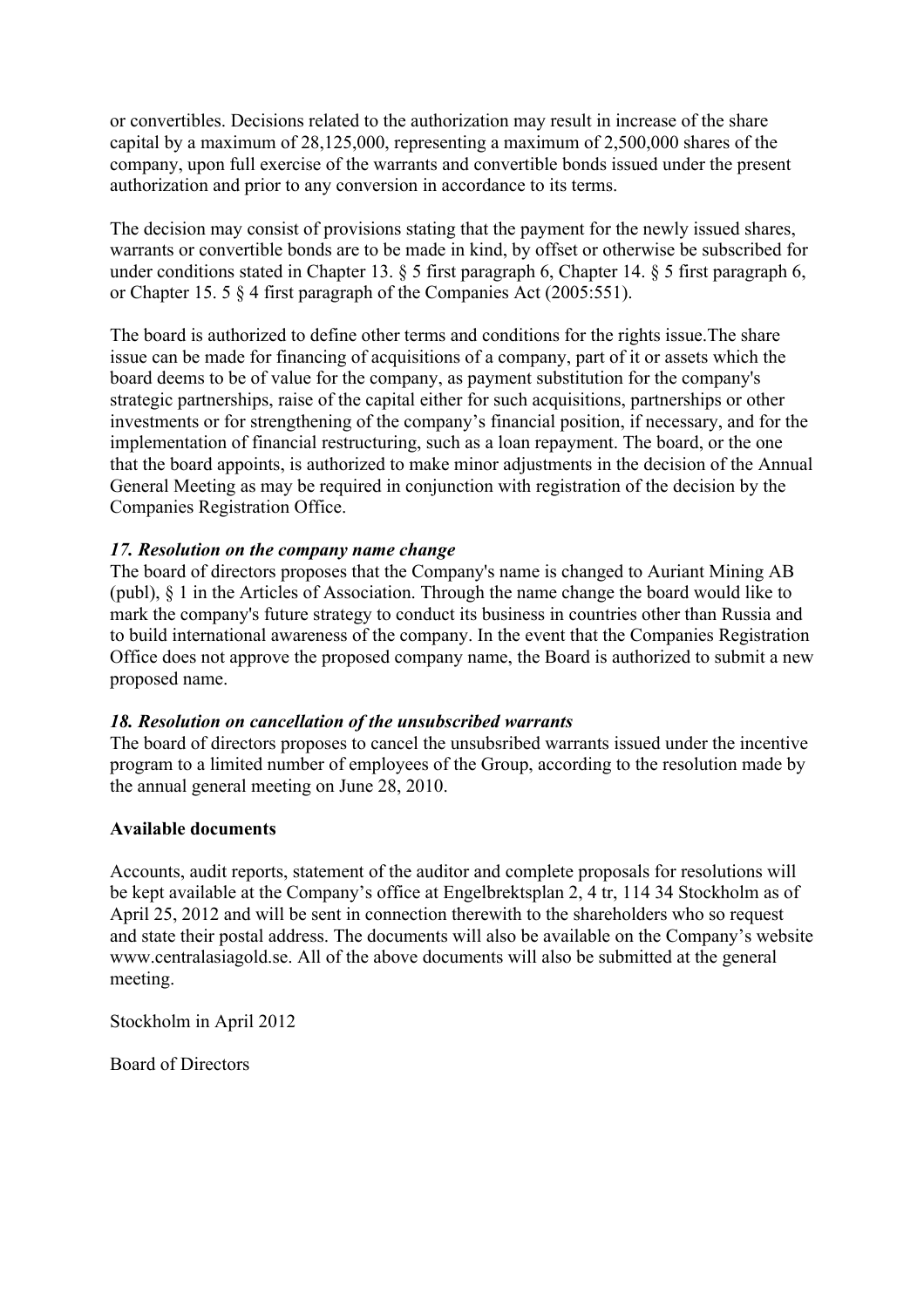or convertibles. Decisions related to the authorization may result in increase of the share capital by a maximum of 28,125,000, representing a maximum of 2,500,000 shares of the company, upon full exercise of the warrants and convertible bonds issued under the present authorization and prior to any conversion in accordance to its terms.

The decision may consist of provisions stating that the payment for the newly issued shares, warrants or convertible bonds are to be made in kind, by offset or otherwise be subscribed for under conditions stated in Chapter 13. § 5 first paragraph 6, Chapter 14. § 5 first paragraph 6, or Chapter 15. 5 § 4 first paragraph of the Companies Act (2005:551).

The board is authorized to define other terms and conditions for the rights issue.The share issue can be made for financing of acquisitions of a company, part of it or assets which the board deems to be of value for the company, as payment substitution for the company's strategic partnerships, raise of the capital either for such acquisitions, partnerships or other investments or for strengthening of the company's financial position, if necessary, and for the implementation of financial restructuring, such as a loan repayment. The board, or the one that the board appoints, is authorized to make minor adjustments in the decision of the Annual General Meeting as may be required in conjunction with registration of the decision by the Companies Registration Office.

***17. Resolution on the company name change***

The board of directors proposes that the Company's name is changed to Auriant Mining AB (publ), § 1 in the Articles of Association. Through the name change the board would like to mark the company's future strategy to conduct its business in countries other than Russia and to build international awareness of the company. In the event that the Companies Registration Office does not approve the proposed company name, the Board is authorized to submit a new proposed name.

***18. Resolution on cancellation of the unsubscribed warrants***

The board of directors proposes to cancel the unsubsribed warrants issued under the incentive program to a limited number of employees of the Group, according to the resolution made by the annual general meeting on June 28, 2010.

**Available documents**

Accounts, audit reports, statement of the auditor and complete proposals for resolutions will be kept available at the Company's office at Engelbrektsplan 2, 4 tr, 114 34 Stockholm as of April 25, 2012 and will be sent in connection therewith to the shareholders who so request and state their postal address. The documents will also be available on the Company's website www.centralasiagold.se. All of the above documents will also be submitted at the general meeting.

Stockholm in April 2012

Board of Directors